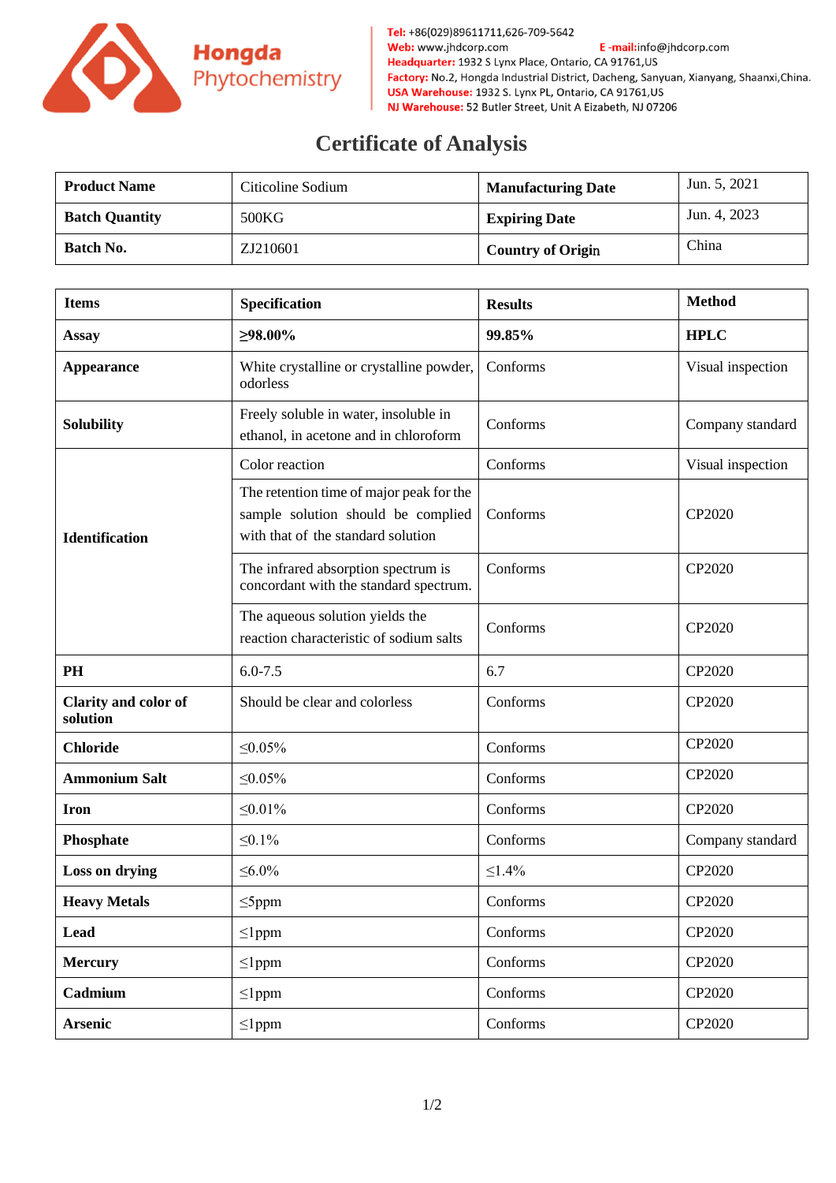**Hongda Phytochemistry**

**Tel:** +86(029)89611711,626-709-5642
**Web:** www.jhdcorp.com **E-mail:** info@jhdcorp.com
**Headquarter:** 1932 S Lynx Place, Ontario, CA 91761,US
**Factory:** No.2, Hongda Industrial District, Dacheng, Sanyuan, Xianyang, Shaanxi,China.
**USA Warehouse:** 1932 S. Lynx PL, Ontario, CA 91761,US
**NJ Warehouse:** 52 Butler Street, Unit A Eizabeth, NJ 07206

# Certificate of Analysis

| **Product Name** | Citicoline Sodium | **Manufacturing Date** | Jun. 5, 2021 |
|---|---|---|---|
| **Batch Quantity** | 500KG | **Expiring Date** | Jun. 4, 2023 |
| **Batch No.** | ZJ210601 | **Country of Origin** | China |

| **Items** | **Specification** | **Results** | **Method** |
|---|---|---|---|
| **Assay** | **≥98.00%** | **99.85%** | **HPLC** |
| **Appearance** | White crystalline or crystalline powder, odorless | Conforms | Visual inspection |
| **Solubility** | Freely soluble in water, insoluble in ethanol, in acetone and in chloroform | Conforms | Company standard |
| **Identification** | Color reaction | Conforms | Visual inspection |
| | The retention time of major peak for the sample solution should be complied with that of the standard solution | Conforms | CP2020 |
| | The infrared absorption spectrum is concordant with the standard spectrum. | Conforms | CP2020 |
| | The aqueous solution yields the reaction characteristic of sodium salts | Conforms | CP2020 |
| **PH** | 6.0-7.5 | 6.7 | CP2020 |
| **Clarity and color of solution** | Should be clear and colorless | Conforms | CP2020 |
| **Chloride** | ≤0.05% | Conforms | CP2020 |
| **Ammonium Salt** | ≤0.05% | Conforms | CP2020 |
| **Iron** | ≤0.01% | Conforms | CP2020 |
| **Phosphate** | ≤0.1% | Conforms | Company standard |
| **Loss on drying** | ≤6.0% | ≤1.4% | CP2020 |
| **Heavy Metals** | ≤5ppm | Conforms | CP2020 |
| **Lead** | ≤1ppm | Conforms | CP2020 |
| **Mercury** | ≤1ppm | Conforms | CP2020 |
| **Cadmium** | ≤1ppm | Conforms | CP2020 |
| **Arsenic** | ≤1ppm | Conforms | CP2020 |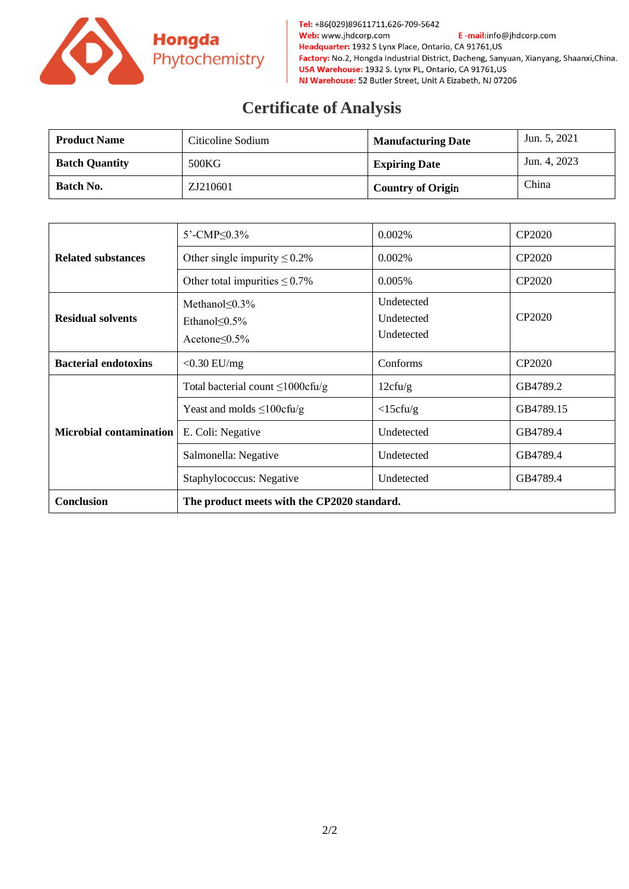Hongda Phytochemistry

**Tel:** +86(029)89611711,626-709-5642
**Web:** www.jhdcorp.com **E -mail:**info@jhdcorp.com
**Headquarter:** 1932 S Lynx Place, Ontario, CA 91761,US
**Factory:** No.2, Hongda Industrial District, Dacheng, Sanyuan, Xianyang, Shaanxi,China.
**USA Warehouse:** 1932 S. Lynx PL, Ontario, CA 91761,US
**NJ Warehouse:** 52 Butler Street, Unit A Eizabeth, NJ 07206

# Certificate of Analysis

| | | | |
|---|---|---|---|
| **Product Name** | Citicoline Sodium | **Manufacturing Date** | Jun. 5, 2021 |
| **Batch Quantity** | 500KG | **Expiring Date** | Jun. 4, 2023 |
| **Batch No.** | ZJ210601 | **Country of Origin** | China |

| | | | |
|---|---|---|---|
| **Related substances** | 5'-CMP≤0.3% | 0.002% | CP2020 |
| | Other single impurity ≤ 0.2% | 0.002% | CP2020 |
| | Other total impurities ≤ 0.7% | 0.005% | CP2020 |
| **Residual solvents** | Methanol≤0.3%<br>Ethanol≤0.5%<br>Acetone≤0.5% | Undetected<br>Undetected<br>Undetected | CP2020 |
| **Bacterial endotoxins** | <0.30 EU/mg | Conforms | CP2020 |
| **Microbial contamination** | Total bacterial count ≤1000cfu/g | 12cfu/g | GB4789.2 |
| | Yeast and molds ≤100cfu/g | <15cfu/g | GB4789.15 |
| | E. Coli: Negative | Undetected | GB4789.4 |
| | Salmonella: Negative | Undetected | GB4789.4 |
| | Staphylococcus: Negative | Undetected | GB4789.4 |
| **Conclusion** | **The product meets with the CP2020 standard.** | | |